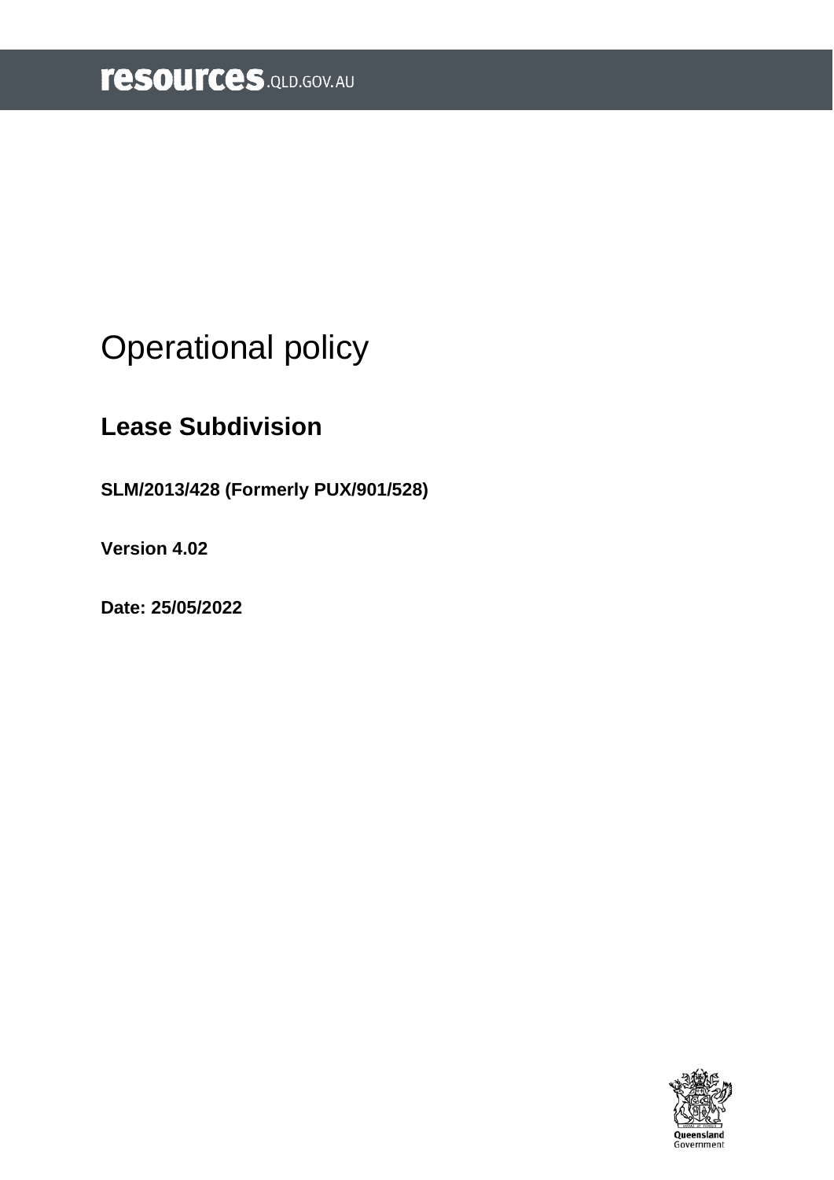# Operational policy

## Lease Subdivision

**SLM/2013/428 (Formerly PUX/901/528)**

**Version 4.02**

**Date: 25/05/2022**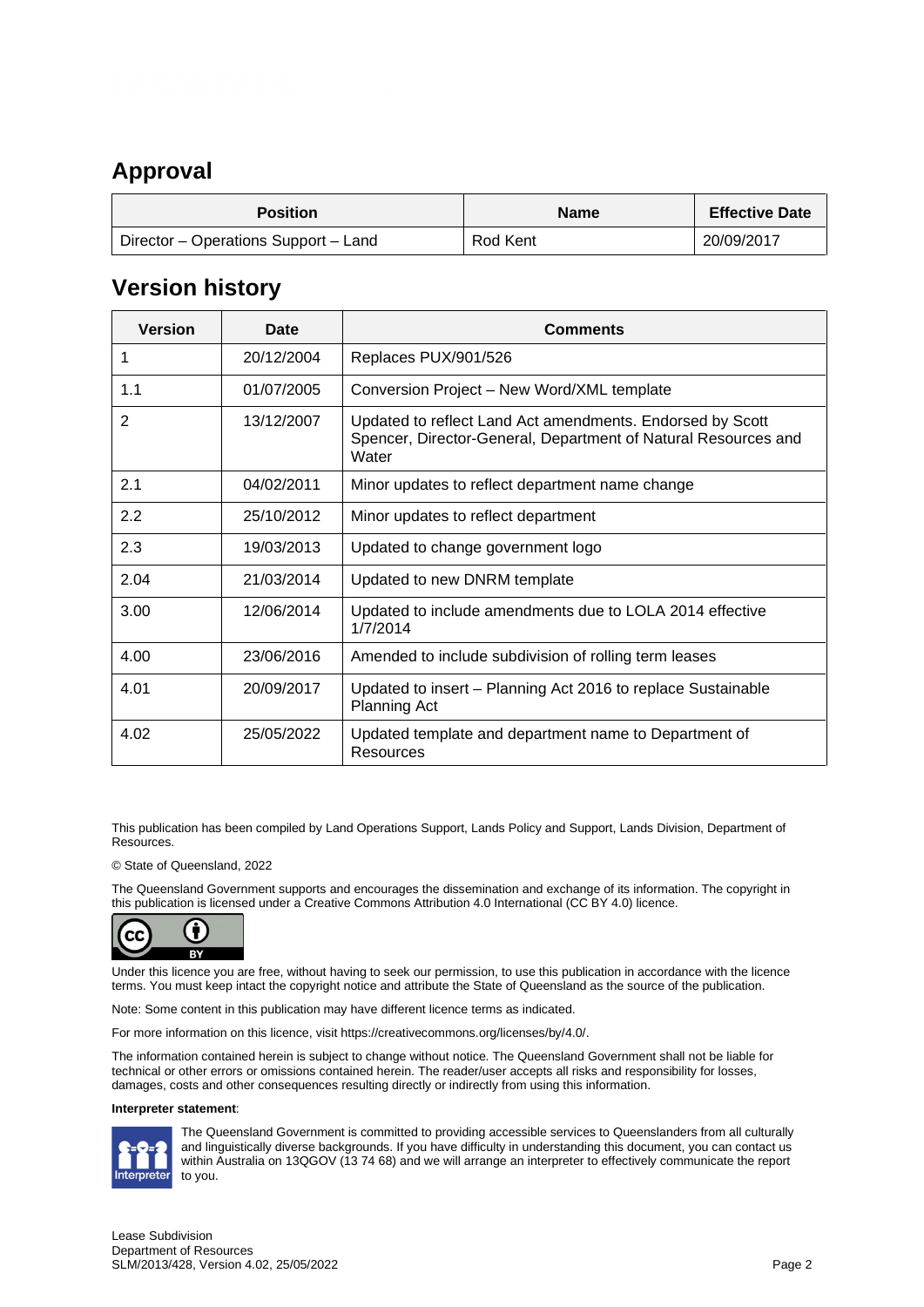## Approval

| Position | Name | Effective Date |
| --- | --- | --- |
| Director – Operations Support – Land | Rod Kent | 20/09/2017 |

## Version history

| Version | Date | Comments |
| --- | --- | --- |
| 1 | 20/12/2004 | Replaces PUX/901/526 |
| 1.1 | 01/07/2005 | Conversion Project – New Word/XML template |
| 2 | 13/12/2007 | Updated to reflect Land Act amendments. Endorsed by Scott Spencer, Director-General, Department of Natural Resources and Water |
| 2.1 | 04/02/2011 | Minor updates to reflect department name change |
| 2.2 | 25/10/2012 | Minor updates to reflect department |
| 2.3 | 19/03/2013 | Updated to change government logo |
| 2.04 | 21/03/2014 | Updated to new DNRM template |
| 3.00 | 12/06/2014 | Updated to include amendments due to LOLA 2014 effective 1/7/2014 |
| 4.00 | 23/06/2016 | Amended to include subdivision of rolling term leases |
| 4.01 | 20/09/2017 | Updated to insert – Planning Act 2016 to replace Sustainable Planning Act |
| 4.02 | 25/05/2022 | Updated template and department name to Department of Resources |

This publication has been compiled by Land Operations Support, Lands Policy and Support, Lands Division, Department of Resources.

© State of Queensland, 2022

The Queensland Government supports and encourages the dissemination and exchange of its information. The copyright in this publication is licensed under a Creative Commons Attribution 4.0 International (CC BY 4.0) licence.

Under this licence you are free, without having to seek our permission, to use this publication in accordance with the licence terms. You must keep intact the copyright notice and attribute the State of Queensland as the source of the publication.

Note: Some content in this publication may have different licence terms as indicated.

For more information on this licence, visit https://creativecommons.org/licenses/by/4.0/.

The information contained herein is subject to change without notice. The Queensland Government shall not be liable for technical or other errors or omissions contained herein. The reader/user accepts all risks and responsibility for losses, damages, costs and other consequences resulting directly or indirectly from using this information.

**Interpreter statement**:

The Queensland Government is committed to providing accessible services to Queenslanders from all culturally and linguistically diverse backgrounds. If you have difficulty in understanding this document, you can contact us within Australia on 13QGOV (13 74 68) and we will arrange an interpreter to effectively communicate the report to you.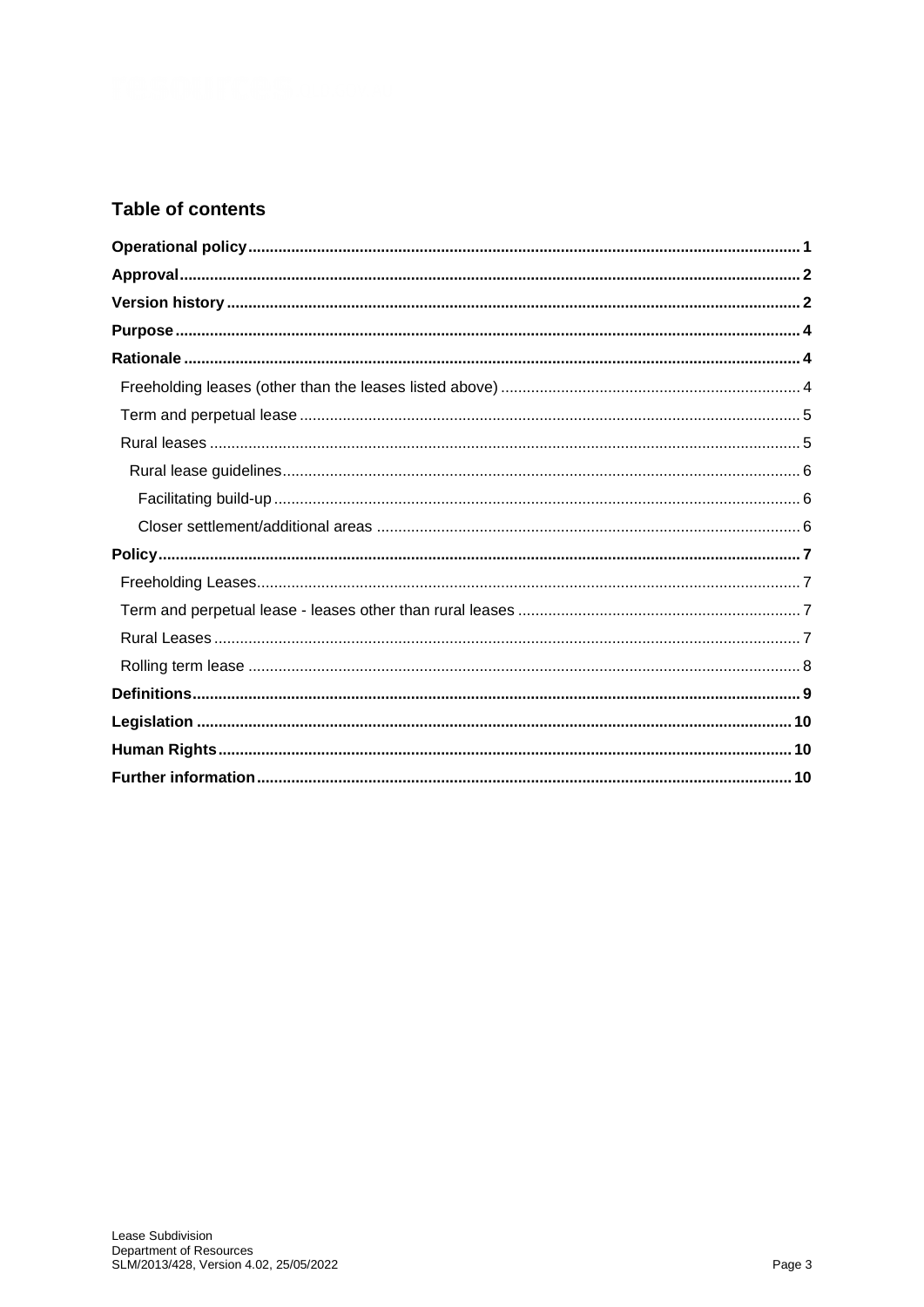## Table of contents

**Operational policy** ..... **1**

**Approval** ..... **2**

**Version history** ..... **2**

**Purpose** ..... **4**

**Rationale** ..... **4**

- Freeholding leases (other than the leases listed above) ..... 4
- Term and perpetual lease ..... 5
- Rural leases ..... 5
  - Rural lease guidelines ..... 6
    - Facilitating build-up ..... 6
    - Closer settlement/additional areas ..... 6

**Policy** ..... **7**

- Freeholding Leases ..... 7
- Term and perpetual lease - leases other than rural leases ..... 7
- Rural Leases ..... 7
- Rolling term lease ..... 8

**Definitions** ..... **9**

**Legislation** ..... **10**

**Human Rights** ..... **10**

**Further information** ..... **10**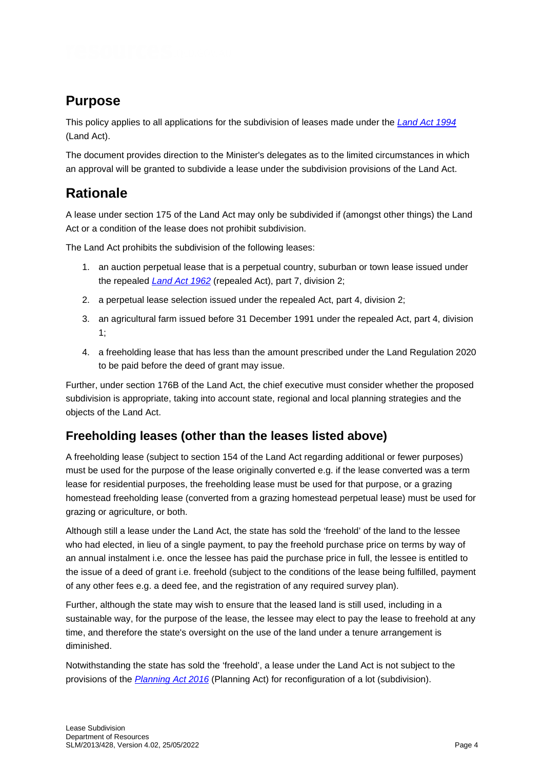## Purpose

This policy applies to all applications for the subdivision of leases made under the *[Land Act 1994](#)* (Land Act).

The document provides direction to the Minister's delegates as to the limited circumstances in which an approval will be granted to subdivide a lease under the subdivision provisions of the Land Act.

## Rationale

A lease under section 175 of the Land Act may only be subdivided if (amongst other things) the Land Act or a condition of the lease does not prohibit subdivision.

The Land Act prohibits the subdivision of the following leases:

1. an auction perpetual lease that is a perpetual country, suburban or town lease issued under the repealed *[Land Act 1962](#)* (repealed Act), part 7, division 2;
2. a perpetual lease selection issued under the repealed Act, part 4, division 2;
3. an agricultural farm issued before 31 December 1991 under the repealed Act, part 4, division 1;
4. a freeholding lease that has less than the amount prescribed under the Land Regulation 2020 to be paid before the deed of grant may issue.

Further, under section 176B of the Land Act, the chief executive must consider whether the proposed subdivision is appropriate, taking into account state, regional and local planning strategies and the objects of the Land Act.

### Freeholding leases (other than the leases listed above)

A freeholding lease (subject to section 154 of the Land Act regarding additional or fewer purposes) must be used for the purpose of the lease originally converted e.g. if the lease converted was a term lease for residential purposes, the freeholding lease must be used for that purpose, or a grazing homestead freeholding lease (converted from a grazing homestead perpetual lease) must be used for grazing or agriculture, or both.

Although still a lease under the Land Act, the state has sold the 'freehold' of the land to the lessee who had elected, in lieu of a single payment, to pay the freehold purchase price on terms by way of an annual instalment i.e. once the lessee has paid the purchase price in full, the lessee is entitled to the issue of a deed of grant i.e. freehold (subject to the conditions of the lease being fulfilled, payment of any other fees e.g. a deed fee, and the registration of any required survey plan).

Further, although the state may wish to ensure that the leased land is still used, including in a sustainable way, for the purpose of the lease, the lessee may elect to pay the lease to freehold at any time, and therefore the state's oversight on the use of the land under a tenure arrangement is diminished.

Notwithstanding the state has sold the 'freehold', a lease under the Land Act is not subject to the provisions of the *[Planning Act 2016](#)* (Planning Act) for reconfiguration of a lot (subdivision).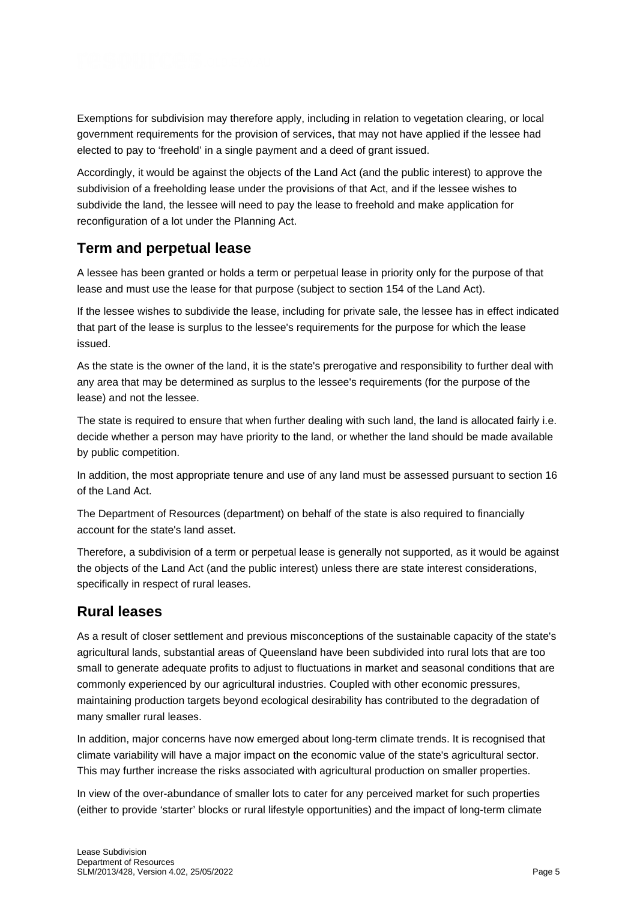Exemptions for subdivision may therefore apply, including in relation to vegetation clearing, or local government requirements for the provision of services, that may not have applied if the lessee had elected to pay to 'freehold' in a single payment and a deed of grant issued.

Accordingly, it would be against the objects of the Land Act (and the public interest) to approve the subdivision of a freeholding lease under the provisions of that Act, and if the lessee wishes to subdivide the land, the lessee will need to pay the lease to freehold and make application for reconfiguration of a lot under the Planning Act.

## Term and perpetual lease

A lessee has been granted or holds a term or perpetual lease in priority only for the purpose of that lease and must use the lease for that purpose (subject to section 154 of the Land Act).

If the lessee wishes to subdivide the lease, including for private sale, the lessee has in effect indicated that part of the lease is surplus to the lessee's requirements for the purpose for which the lease issued.

As the state is the owner of the land, it is the state's prerogative and responsibility to further deal with any area that may be determined as surplus to the lessee's requirements (for the purpose of the lease) and not the lessee.

The state is required to ensure that when further dealing with such land, the land is allocated fairly i.e. decide whether a person may have priority to the land, or whether the land should be made available by public competition.

In addition, the most appropriate tenure and use of any land must be assessed pursuant to section 16 of the Land Act.

The Department of Resources (department) on behalf of the state is also required to financially account for the state's land asset.

Therefore, a subdivision of a term or perpetual lease is generally not supported, as it would be against the objects of the Land Act (and the public interest) unless there are state interest considerations, specifically in respect of rural leases.

## Rural leases

As a result of closer settlement and previous misconceptions of the sustainable capacity of the state's agricultural lands, substantial areas of Queensland have been subdivided into rural lots that are too small to generate adequate profits to adjust to fluctuations in market and seasonal conditions that are commonly experienced by our agricultural industries. Coupled with other economic pressures, maintaining production targets beyond ecological desirability has contributed to the degradation of many smaller rural leases.

In addition, major concerns have now emerged about long-term climate trends. It is recognised that climate variability will have a major impact on the economic value of the state's agricultural sector. This may further increase the risks associated with agricultural production on smaller properties.

In view of the over-abundance of smaller lots to cater for any perceived market for such properties (either to provide 'starter' blocks or rural lifestyle opportunities) and the impact of long-term climate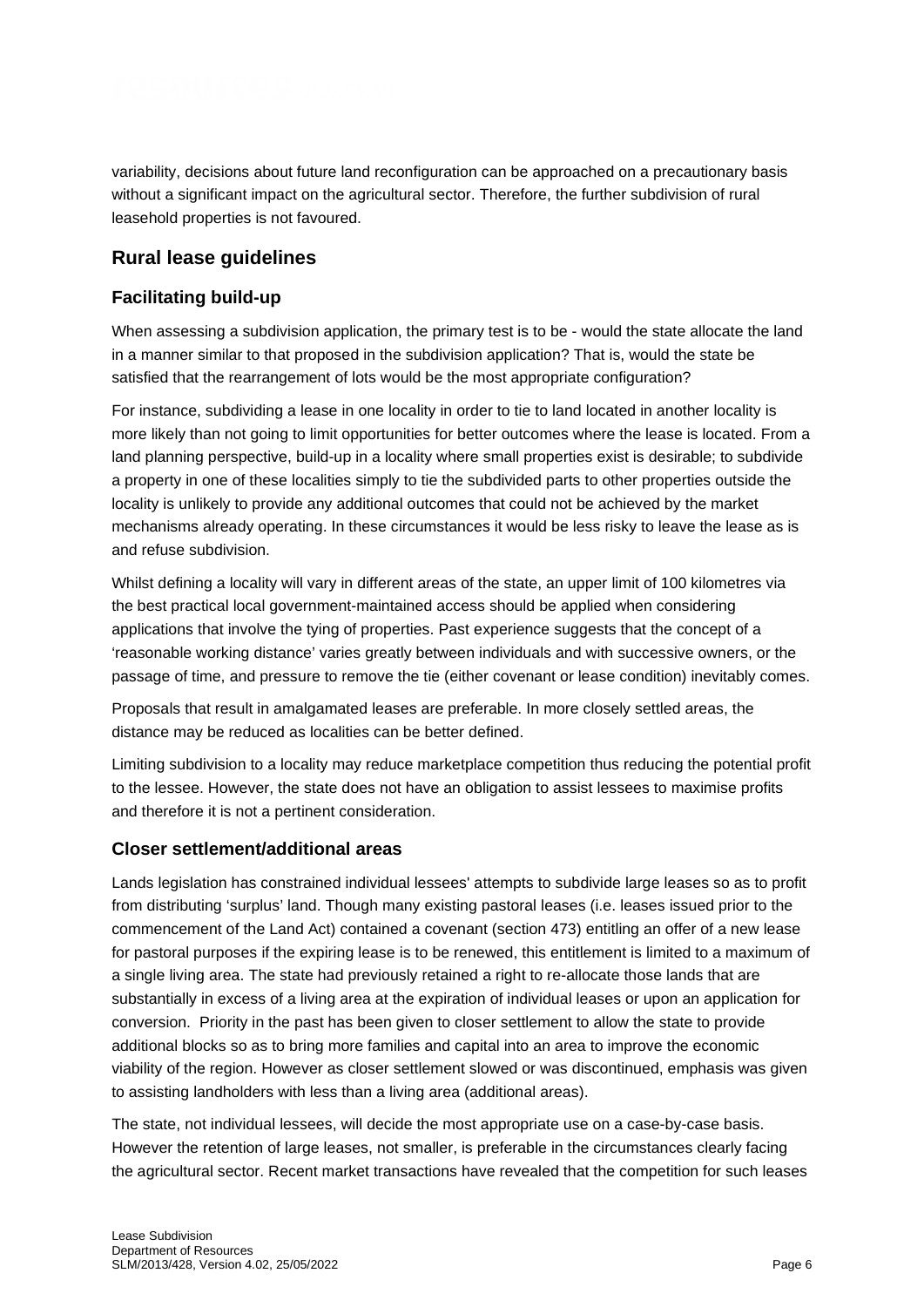variability, decisions about future land reconfiguration can be approached on a precautionary basis without a significant impact on the agricultural sector. Therefore, the further subdivision of rural leasehold properties is not favoured.

## Rural lease guidelines

### Facilitating build-up

When assessing a subdivision application, the primary test is to be - would the state allocate the land in a manner similar to that proposed in the subdivision application? That is, would the state be satisfied that the rearrangement of lots would be the most appropriate configuration?

For instance, subdividing a lease in one locality in order to tie to land located in another locality is more likely than not going to limit opportunities for better outcomes where the lease is located. From a land planning perspective, build-up in a locality where small properties exist is desirable; to subdivide a property in one of these localities simply to tie the subdivided parts to other properties outside the locality is unlikely to provide any additional outcomes that could not be achieved by the market mechanisms already operating. In these circumstances it would be less risky to leave the lease as is and refuse subdivision.

Whilst defining a locality will vary in different areas of the state, an upper limit of 100 kilometres via the best practical local government-maintained access should be applied when considering applications that involve the tying of properties. Past experience suggests that the concept of a 'reasonable working distance' varies greatly between individuals and with successive owners, or the passage of time, and pressure to remove the tie (either covenant or lease condition) inevitably comes.

Proposals that result in amalgamated leases are preferable. In more closely settled areas, the distance may be reduced as localities can be better defined.

Limiting subdivision to a locality may reduce marketplace competition thus reducing the potential profit to the lessee. However, the state does not have an obligation to assist lessees to maximise profits and therefore it is not a pertinent consideration.

### Closer settlement/additional areas

Lands legislation has constrained individual lessees' attempts to subdivide large leases so as to profit from distributing 'surplus' land. Though many existing pastoral leases (i.e. leases issued prior to the commencement of the Land Act) contained a covenant (section 473) entitling an offer of a new lease for pastoral purposes if the expiring lease is to be renewed, this entitlement is limited to a maximum of a single living area. The state had previously retained a right to re-allocate those lands that are substantially in excess of a living area at the expiration of individual leases or upon an application for conversion. Priority in the past has been given to closer settlement to allow the state to provide additional blocks so as to bring more families and capital into an area to improve the economic viability of the region. However as closer settlement slowed or was discontinued, emphasis was given to assisting landholders with less than a living area (additional areas).

The state, not individual lessees, will decide the most appropriate use on a case-by-case basis. However the retention of large leases, not smaller, is preferable in the circumstances clearly facing the agricultural sector. Recent market transactions have revealed that the competition for such leases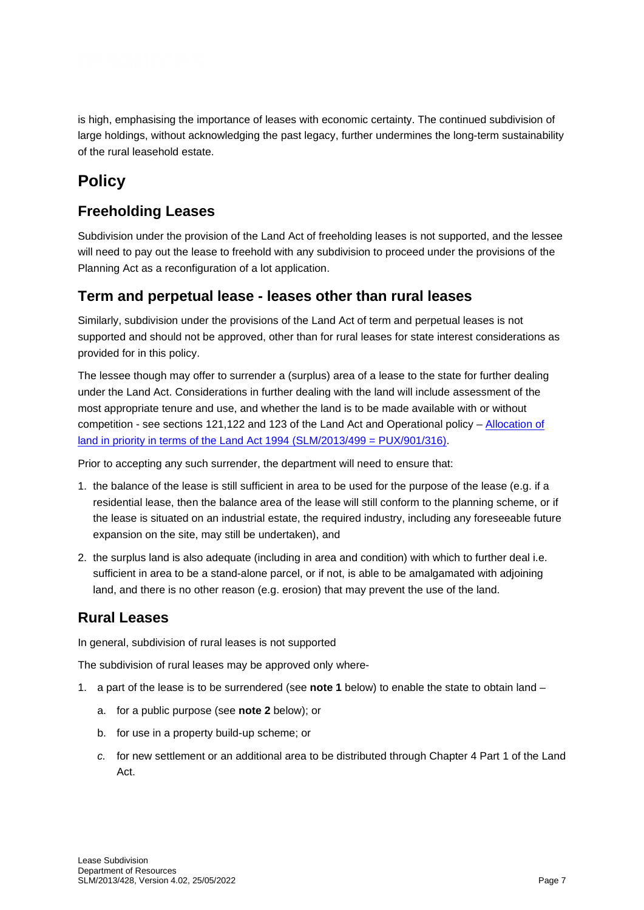is high, emphasising the importance of leases with economic certainty. The continued subdivision of large holdings, without acknowledging the past legacy, further undermines the long-term sustainability of the rural leasehold estate.

# Policy

## Freeholding Leases

Subdivision under the provision of the Land Act of freeholding leases is not supported, and the lessee will need to pay out the lease to freehold with any subdivision to proceed under the provisions of the Planning Act as a reconfiguration of a lot application.

## Term and perpetual lease - leases other than rural leases

Similarly, subdivision under the provisions of the Land Act of term and perpetual leases is not supported and should not be approved, other than for rural leases for state interest considerations as provided for in this policy.

The lessee though may offer to surrender a (surplus) area of a lease to the state for further dealing under the Land Act. Considerations in further dealing with the land will include assessment of the most appropriate tenure and use, and whether the land is to be made available with or without competition - see sections 121,122 and 123 of the Land Act and Operational policy – [Allocation of land in priority in terms of the Land Act 1994 (SLM/2013/499 = PUX/901/316)](Allocation of land in priority in terms of the Land Act 1994 (SLM/2013/499 = PUX/901/316)).

Prior to accepting any such surrender, the department will need to ensure that:

1. the balance of the lease is still sufficient in area to be used for the purpose of the lease (e.g. if a residential lease, then the balance area of the lease will still conform to the planning scheme, or if the lease is situated on an industrial estate, the required industry, including any foreseeable future expansion on the site, may still be undertaken), and
2. the surplus land is also adequate (including in area and condition) with which to further deal i.e. sufficient in area to be a stand-alone parcel, or if not, is able to be amalgamated with adjoining land, and there is no other reason (e.g. erosion) that may prevent the use of the land.

## Rural Leases

In general, subdivision of rural leases is not supported

The subdivision of rural leases may be approved only where-

1. a part of the lease is to be surrendered (see **note 1** below) to enable the state to obtain land –
   a. for a public purpose (see **note 2** below); or
   b. for use in a property build-up scheme; or
   c. for new settlement or an additional area to be distributed through Chapter 4 Part 1 of the Land Act.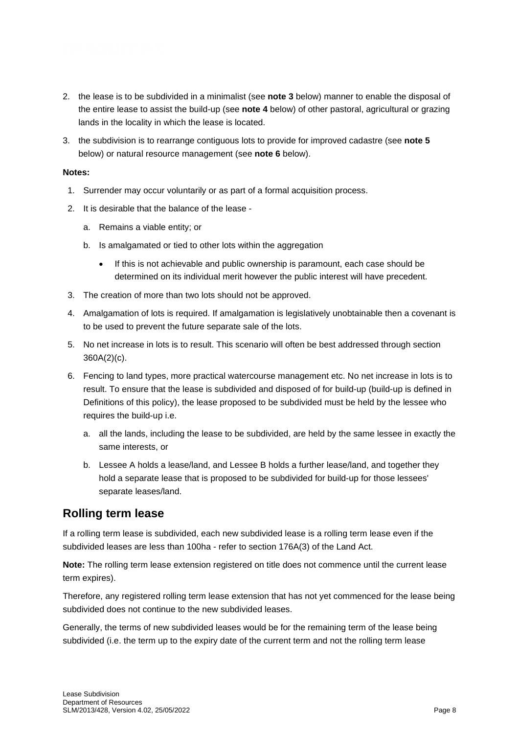2. the lease is to be subdivided in a minimalist (see **note 3** below) manner to enable the disposal of the entire lease to assist the build-up (see **note 4** below) of other pastoral, agricultural or grazing lands in the locality in which the lease is located.
3. the subdivision is to rearrange contiguous lots to provide for improved cadastre (see **note 5** below) or natural resource management (see **note 6** below).

**Notes:**

1. Surrender may occur voluntarily or as part of a formal acquisition process.
2. It is desirable that the balance of the lease -
   a. Remains a viable entity; or
   b. Is amalgamated or tied to other lots within the aggregation
      - If this is not achievable and public ownership is paramount, each case should be determined on its individual merit however the public interest will have precedent.
3. The creation of more than two lots should not be approved.
4. Amalgamation of lots is required. If amalgamation is legislatively unobtainable then a covenant is to be used to prevent the future separate sale of the lots.
5. No net increase in lots is to result. This scenario will often be best addressed through section 360A(2)(c).
6. Fencing to land types, more practical watercourse management etc. No net increase in lots is to result. To ensure that the lease is subdivided and disposed of for build-up (build-up is defined in Definitions of this policy), the lease proposed to be subdivided must be held by the lessee who requires the build-up i.e.
   a. all the lands, including the lease to be subdivided, are held by the same lessee in exactly the same interests, or
   b. Lessee A holds a lease/land, and Lessee B holds a further lease/land, and together they hold a separate lease that is proposed to be subdivided for build-up for those lessees' separate leases/land.

## Rolling term lease

If a rolling term lease is subdivided, each new subdivided lease is a rolling term lease even if the subdivided leases are less than 100ha - refer to section 176A(3) of the Land Act.

**Note:** The rolling term lease extension registered on title does not commence until the current lease term expires).

Therefore, any registered rolling term lease extension that has not yet commenced for the lease being subdivided does not continue to the new subdivided leases.

Generally, the terms of new subdivided leases would be for the remaining term of the lease being subdivided (i.e. the term up to the expiry date of the current term and not the rolling term lease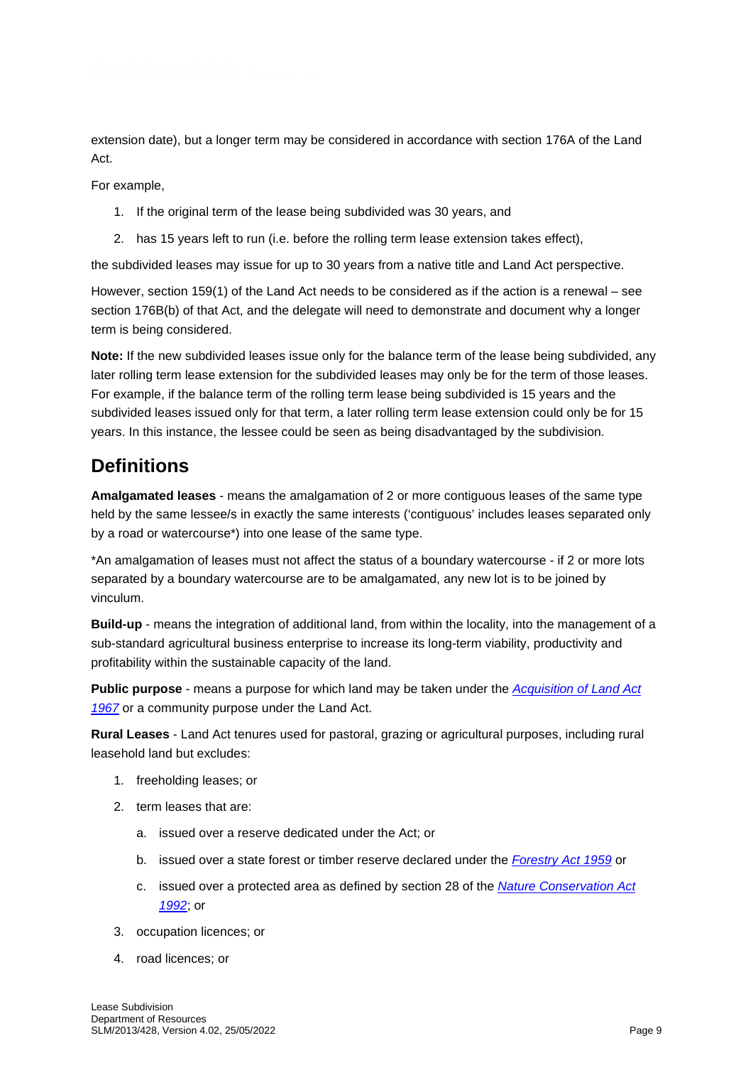extension date), but a longer term may be considered in accordance with section 176A of the Land Act.

For example,

1. If the original term of the lease being subdivided was 30 years, and
2. has 15 years left to run (i.e. before the rolling term lease extension takes effect),

the subdivided leases may issue for up to 30 years from a native title and Land Act perspective.

However, section 159(1) of the Land Act needs to be considered as if the action is a renewal – see section 176B(b) of that Act, and the delegate will need to demonstrate and document why a longer term is being considered.

**Note:** If the new subdivided leases issue only for the balance term of the lease being subdivided, any later rolling term lease extension for the subdivided leases may only be for the term of those leases. For example, if the balance term of the rolling term lease being subdivided is 15 years and the subdivided leases issued only for that term, a later rolling term lease extension could only be for 15 years. In this instance, the lessee could be seen as being disadvantaged by the subdivision.

## Definitions

**Amalgamated leases** - means the amalgamation of 2 or more contiguous leases of the same type held by the same lessee/s in exactly the same interests ('contiguous' includes leases separated only by a road or watercourse*) into one lease of the same type.

*An amalgamation of leases must not affect the status of a boundary watercourse - if 2 or more lots separated by a boundary watercourse are to be amalgamated, any new lot is to be joined by vinculum.

**Build-up** - means the integration of additional land, from within the locality, into the management of a sub-standard agricultural business enterprise to increase its long-term viability, productivity and profitability within the sustainable capacity of the land.

**Public purpose** - means a purpose for which land may be taken under the *Acquisition of Land Act 1967* or a community purpose under the Land Act.

**Rural Leases** - Land Act tenures used for pastoral, grazing or agricultural purposes, including rural leasehold land but excludes:

1. freeholding leases; or
2. term leases that are:
   a. issued over a reserve dedicated under the Act; or
   b. issued over a state forest or timber reserve declared under the *Forestry Act 1959* or
   c. issued over a protected area as defined by section 28 of the *Nature Conservation Act 1992*; or
3. occupation licences; or
4. road licences; or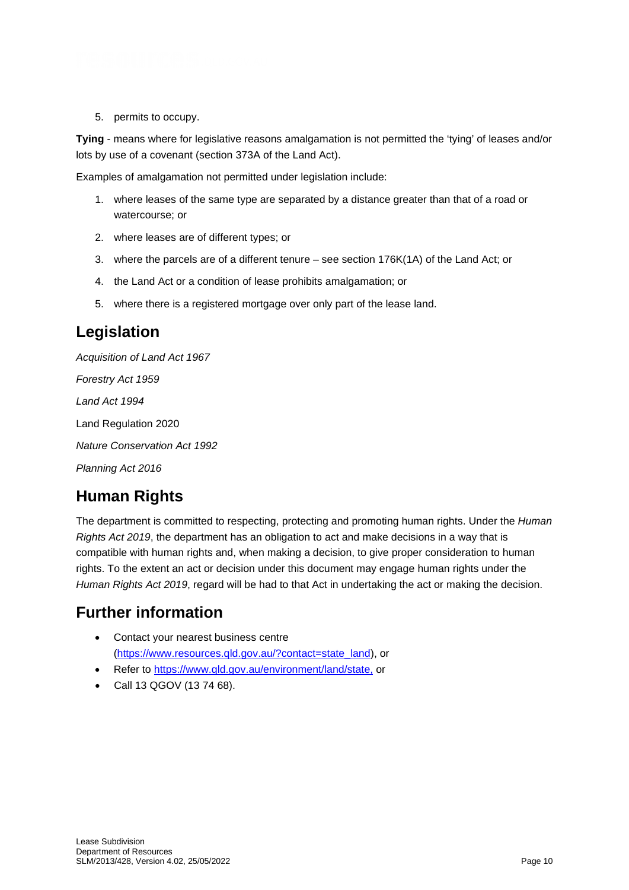5. permits to occupy.

**Tying** - means where for legislative reasons amalgamation is not permitted the 'tying' of leases and/or lots by use of a covenant (section 373A of the Land Act).

Examples of amalgamation not permitted under legislation include:

1. where leases of the same type are separated by a distance greater than that of a road or watercourse; or
2. where leases are of different types; or
3. where the parcels are of a different tenure – see section 176K(1A) of the Land Act; or
4. the Land Act or a condition of lease prohibits amalgamation; or
5. where there is a registered mortgage over only part of the lease land.

## Legislation

*Acquisition of Land Act 1967*

*Forestry Act 1959*

*Land Act 1994*

Land Regulation 2020

*Nature Conservation Act 1992*

*Planning Act 2016*

## Human Rights

The department is committed to respecting, protecting and promoting human rights. Under the *Human Rights Act 2019*, the department has an obligation to act and make decisions in a way that is compatible with human rights and, when making a decision, to give proper consideration to human rights. To the extent an act or decision under this document may engage human rights under the *Human Rights Act 2019*, regard will be had to that Act in undertaking the act or making the decision.

## Further information

- Contact your nearest business centre (https://www.resources.qld.gov.au/?contact=state_land), or
- Refer to https://www.qld.gov.au/environment/land/state, or
- Call 13 QGOV (13 74 68).